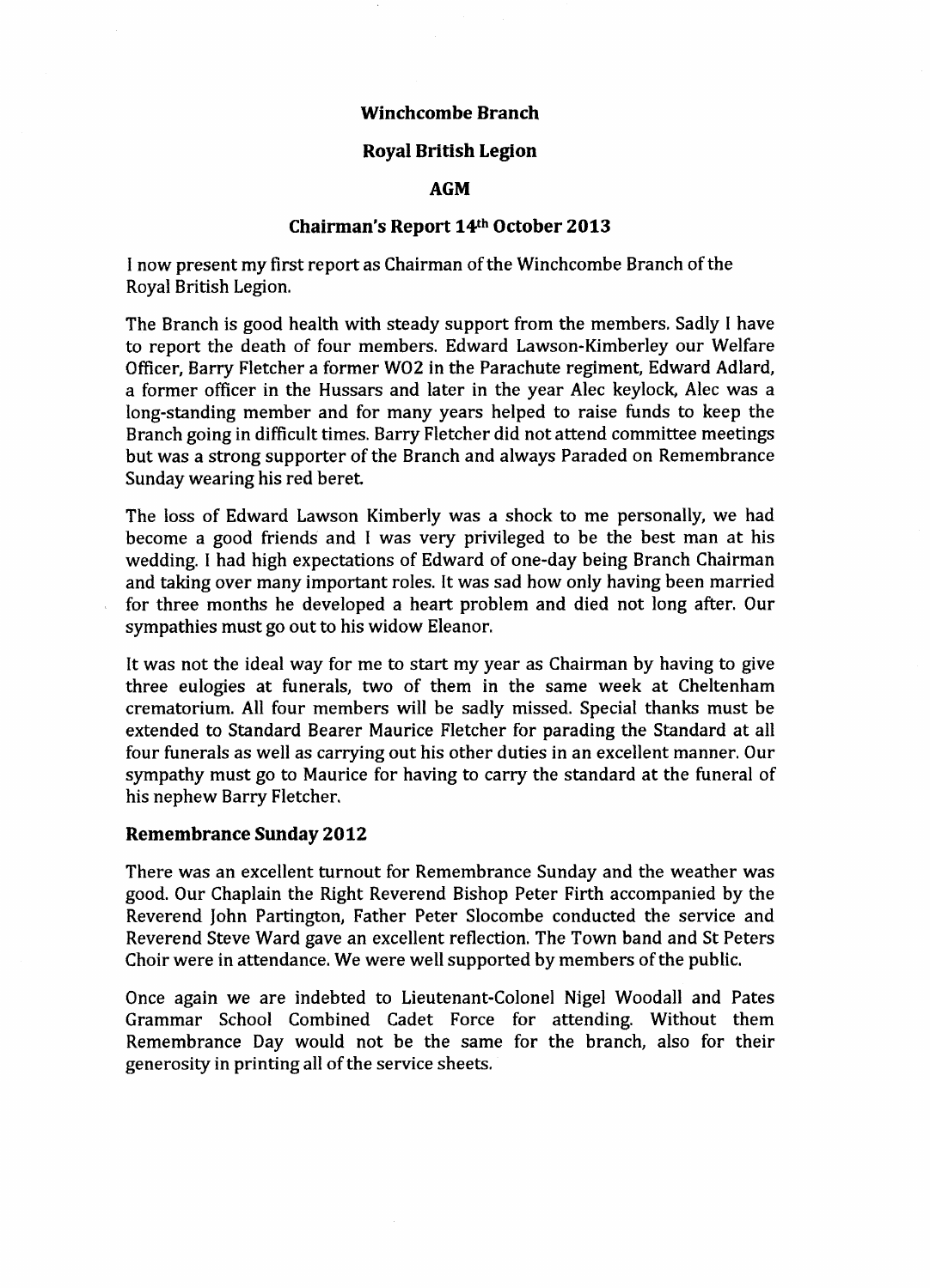**Winchcombe Branch**

**Royal British Legion**

**AGM**

**Chairman's Report 14th October 2013**

I now present my first report as Chairman of the Winchcombe Branch of the Royal British Legion.

The Branch is good health with steady support from the members. Sadly I have to report the death of four members. Edward Lawson-Kimberley our Welfare Officer, Barry Fletcher a former WO2 in the Parachute regiment, Edward Adlard, a former officer in the Hussars and later in the year Alec keylock, Alec was a long-standing member and for many years helped to raise funds to keep the Branch going in difficult times. Barry Fletcher did not attend committee meetings but was a strong supporter of the Branch and always Paraded on Remembrance Sunday wearing his red beret.

The loss of Edward Lawson Kimberly was a shock to me personally, we had become a good friends and I was very privileged to be the best man at his wedding. I had high expectations of Edward of one-day being Branch Chairman and taking over many important roles. It was sad how only having been married for three months he developed a heart problem and died not long after. Our sympathies must go out to his widow Eleanor.

It was not the ideal way for me to start my year as Chairman by having to give three eulogies at funerals, two of them in the same week at Cheltenham crematorium. All four members will be sadly missed. Special thanks must be extended to Standard Bearer Maurice Fletcher for parading the Standard at all four funerals as well as carrying out his other duties in an excellent manner. Our sympathy must go to Maurice for having to carry the standard at the funeral of his nephew Barry Fletcher.

## Remembrance Sunday 2012

There was an excellent turnout for Remembrance Sunday and the weather was good. Our Chaplain the Right Reverend Bishop Peter Firth accompanied by the Reverend John Partington, Father Peter Slocombe conducted the service and Reverend Steve Ward gave an excellent reflection. The Town band and St Peters Choir were in attendance. We were well supported by members of the public.

Once again we are indebted to Lieutenant-Colonel Nigel Woodall and Pates Grammar School Combined Cadet Force for attending. Without them Remembrance Day would not be the same for the branch, also for their generosity in printing all of the service sheets.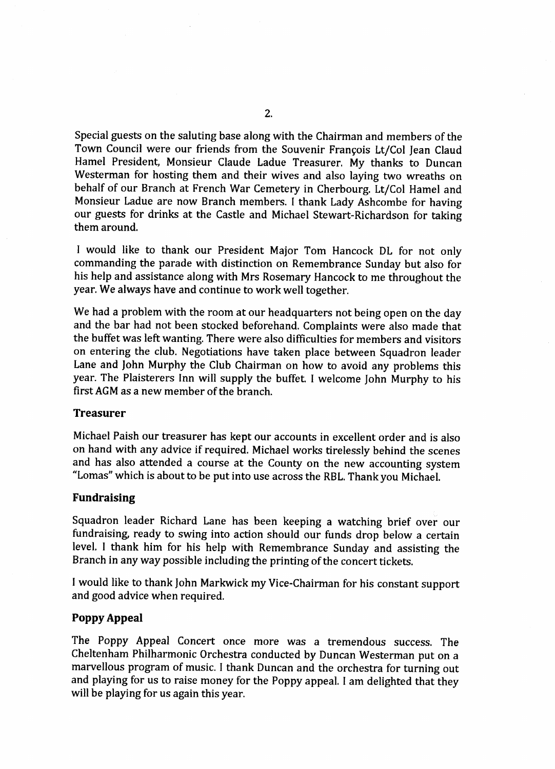Special guests on the saluting base along with the Chairman and members of the Town Council were our friends from the Souvenir François Lt/Col Jean Claud Hamel President, Monsieur Claude Ladue Treasurer. My thanks to Duncan Westerman for hosting them and their wives and also laying two wreaths on behalf of our Branch at French War Cemetery in Cherbourg. Lt/Col Hamel and Monsieur Ladue are now Branch members. I thank Lady Ashcombe for having our guests for drinks at the Castle and Michael Stewart-Richardson for taking them around.

I would like to thank our President Major Tom Hancock DL for not only commanding the parade with distinction on Remembrance Sunday but also for his help and assistance along with Mrs Rosemary Hancock to me throughout the year. We always have and continue to work well together.

We had a problem with the room at our headquarters not being open on the day and the bar had not been stocked beforehand. Complaints were also made that the buffet was left wanting. There were also difficulties for members and visitors on entering the club. Negotiations have taken place between Squadron leader Lane and John Murphy the Club Chairman on how to avoid any problems this year. The Plaisterers Inn will supply the buffet. I welcome John Murphy to his first AGM as a new member of the branch.

### Treasurer

Michael Paish our treasurer has kept our accounts in excellent order and is also on hand with any advice if required. Michael works tirelessly behind the scenes and has also attended a course at the County on the new accounting system "Lomas" which is about to be put into use across the RBL. Thank you Michael.

### Fundraising

Squadron leader Richard Lane has been keeping a watching brief over our fundraising, ready to swing into action should our funds drop below a certain level. I thank him for his help with Remembrance Sunday and assisting the Branch in any way possible including the printing of the concert tickets.

I would like to thank John Markwick my Vice-Chairman for his constant support and good advice when required.

### Poppy Appeal

The Poppy Appeal Concert once more was a tremendous success. The Cheltenham Philharmonic Orchestra conducted by Duncan Westerman put on a marvellous program of music. I thank Duncan and the orchestra for turning out and playing for us to raise money for the Poppy appeal. I am delighted that they will be playing for us again this year.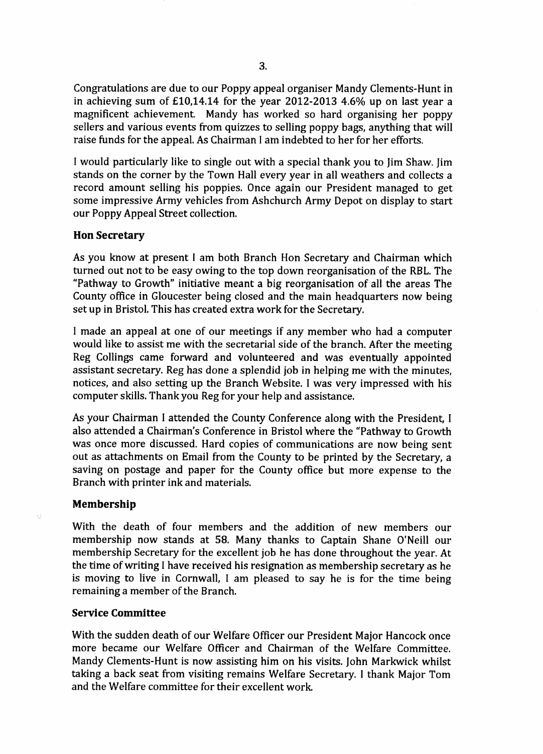Congratulations are due to our Poppy appeal organiser Mandy Clements-Hunt in in achieving sum of £10,14.14 for the year 2012-2013 4.6% up on last year a magnificent achievement. Mandy has worked so hard organising her poppy sellers and various events from quizzes to selling poppy bags, anything that will raise funds for the appeal. As Chairman I am indebted to her for her efforts.

I would particularly like to single out with a special thank you to Jim Shaw. Jim stands on the corner by the Town Hall every year in all weathers and collects a record amount selling his poppies. Once again our President managed to get some impressive Army vehicles from Ashchurch Army Depot on display to start our Poppy Appeal Street collection.

### Hon Secretary

As you know at present I am both Branch Hon Secretary and Chairman which turned out not to be easy owing to the top down reorganisation of the RBL. The "Pathway to Growth" initiative meant a big reorganisation of all the areas The County office in Gloucester being closed and the main headquarters now being set up in Bristol. This has created extra work for the Secretary.

I made an appeal at one of our meetings if any member who had a computer would like to assist me with the secretarial side of the branch. After the meeting Reg Collings came forward and volunteered and was eventually appointed assistant secretary. Reg has done a splendid job in helping me with the minutes, notices, and also setting up the Branch Website. I was very impressed with his computer skills. Thank you Reg for your help and assistance.

As your Chairman I attended the County Conference along with the President, I also attended a Chairman's Conference in Bristol where the "Pathway to Growth was once more discussed. Hard copies of communications are now being sent out as attachments on Email from the County to be printed by the Secretary, a saving on postage and paper for the County office but more expense to the Branch with printer ink and materials.

### Membership

With the death of four members and the addition of new members our membership now stands at 58. Many thanks to Captain Shane O'Neill our membership Secretary for the excellent job he has done throughout the year. At the time of writing I have received his resignation as membership secretary as he is moving to live in Cornwall, I am pleased to say he is for the time being remaining a member of the Branch.

### Service Committee

With the sudden death of our Welfare Officer our President Major Hancock once more became our Welfare Officer and Chairman of the Welfare Committee. Mandy Clements-Hunt is now assisting him on his visits. John Markwick whilst taking a back seat from visiting remains Welfare Secretary. I thank Major Tom and the Welfare committee for their excellent work.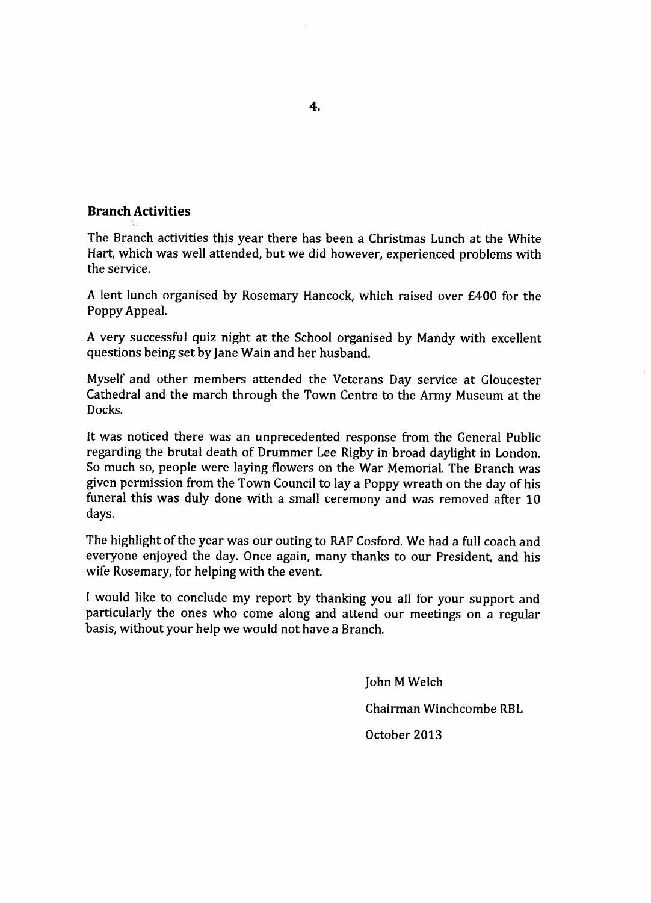**Branch Activities**

The Branch activities this year there has been a Christmas Lunch at the White Hart, which was well attended, but we did however, experienced problems with the service.

A lent lunch organised by Rosemary Hancock, which raised over £400 for the Poppy Appeal.

A very successful quiz night at the School organised by Mandy with excellent questions being set by Jane Wain and her husband.

Myself and other members attended the Veterans Day service at Gloucester Cathedral and the march through the Town Centre to the Army Museum at the Docks.

It was noticed there was an unprecedented response from the General Public regarding the brutal death of Drummer Lee Rigby in broad daylight in London. So much so, people were laying flowers on the War Memorial. The Branch was given permission from the Town Council to lay a Poppy wreath on the day of his funeral this was duly done with a small ceremony and was removed after 10 days.

The highlight of the year was our outing to RAF Cosford. We had a full coach and everyone enjoyed the day. Once again, many thanks to our President, and his wife Rosemary, for helping with the event.

I would like to conclude my report by thanking you all for your support and particularly the ones who come along and attend our meetings on a regular basis, without your help we would not have a Branch.

John M Welch

Chairman Winchcombe RBL

October 2013